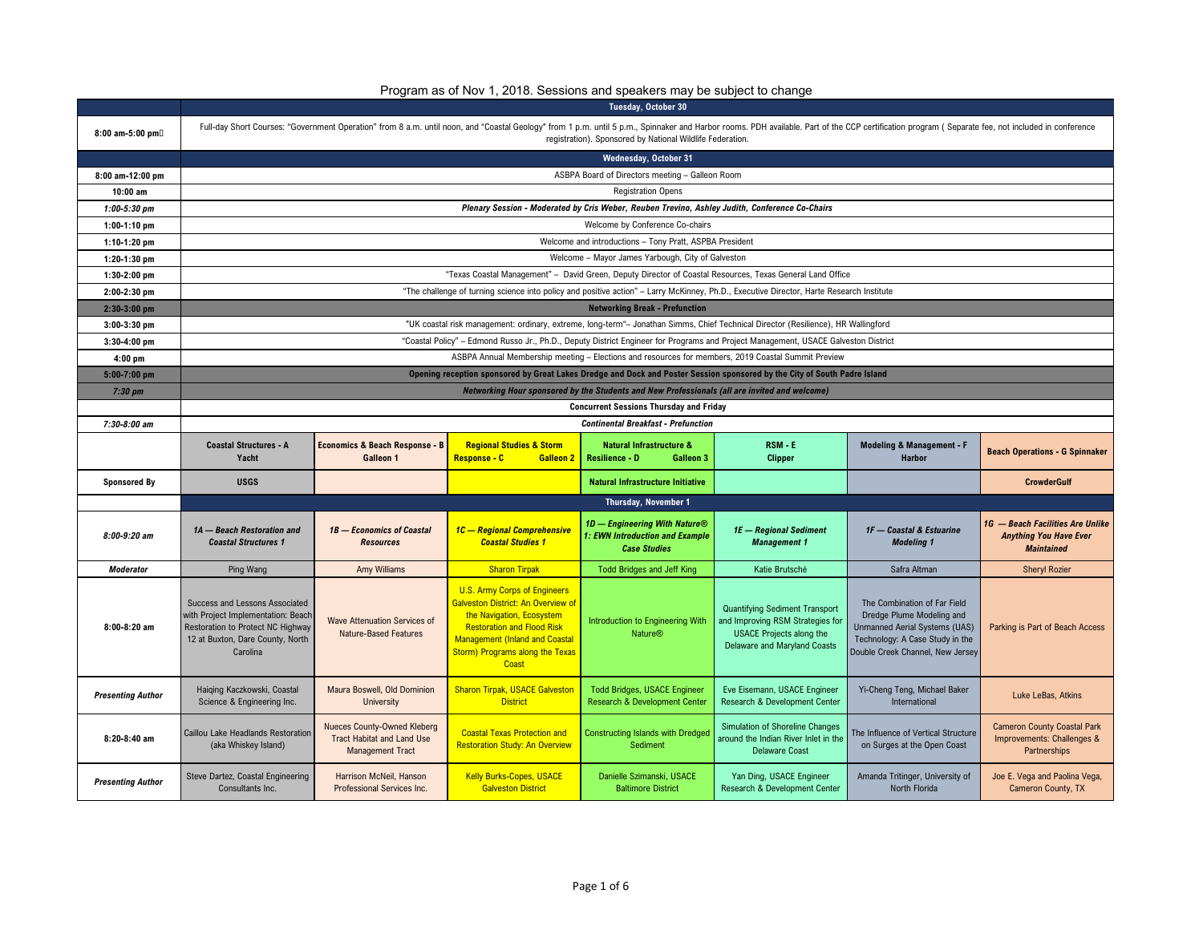Program as of Nov 1, 2018. Sessions and speakers may be subject to change

| | | | | | | | |
|---|---|---|---|---|---|---|---|
| | **Tuesday, October 30** | | | | | | |
| **8:00 am-5:00 pm** | Full-day Short Courses: "Government Operation" from 8 a.m. until noon, and "Coastal Geology" from 1 p.m. until 5 p.m., Spinnaker and Harbor rooms. PDH available. Part of the CCP certification program ( Separate fee, not included in conference registration). Sponsored by National Wildlife Federation. | | | | | | |
| | **Wednesday, October 31** | | | | | | |
| **8:00 am-12:00 pm** | ASBPA Board of Directors meeting – Galleon Room | | | | | | |
| **10:00 am** | Registration Opens | | | | | | |
| ***1:00-5:30 pm*** | ***Plenary Session - Moderated by Cris Weber, Reuben Trevino, Ashley Judith, Conference Co-Chairs*** | | | | | | |
| **1:00-1:10 pm** | Welcome by Conference Co-chairs | | | | | | |
| **1:10-1:20 pm** | Welcome and introductions – Tony Pratt, ASPBA President | | | | | | |
| **1:20-1:30 pm** | Welcome – Mayor James Yarbough, City of Galveston | | | | | | |
| **1:30-2:00 pm** | "Texas Coastal Management" – David Green, Deputy Director of Coastal Resources, Texas General Land Office | | | | | | |
| **2:00-2:30 pm** | "The challenge of turning science into policy and positive action" – Larry McKinney, Ph.D., Executive Director, Harte Research Institute | | | | | | |
| **2:30-3:00 pm** | **Networking Break - Prefunction** | | | | | | |
| **3:00-3:30 pm** | "UK coastal risk management: ordinary, extreme, long-term"– Jonathan Simms, Chief Technical Director (Resilience), HR Wallingford | | | | | | |
| **3:30-4:00 pm** | "Coastal Policy" – Edmond Russo Jr., Ph.D., Deputy District Engineer for Programs and Project Management, USACE Galveston District | | | | | | |
| **4:00 pm** | ASBPA Annual Membership meeting – Elections and resources for members, 2019 Coastal Summit Preview | | | | | | |
| **5:00-7:00 pm** | **Opening reception sponsored by Great Lakes Dredge and Dock and Poster Session sponsored by the City of South Padre Island** | | | | | | |
| ***7:30 pm*** | ***Networking Hour sponsored by the Students and New Professionals (all are invited and welcome)*** | | | | | | |
| | **Concurrent Sessions Thursday and Friday** | | | | | | |
| ***7:30-8:00 am*** | ***Continental Breakfast - Prefunction*** | | | | | | |
| | **Coastal Structures - A Yacht** | **Economics & Beach Response - B Galleon 1** | **Regional Studies & Storm Response - C Galleon 2** | **Natural Infrastructure & Resilience - D Galleon 3** | **RSM - E Clipper** | **Modeling & Management - F Harbor** | **Beach Operations - G Spinnaker** |
| **Sponsored By** | **USGS** | | | **Natural Infrastructure Initiative** | | | **CrowderGulf** |
| | **Thursday, November 1** | | | | | | |
| ***8:00-9:20 am*** | ***1A — Beach Restoration and Coastal Structures 1*** | ***1B — Economics of Coastal Resources*** | ***1C — Regional Comprehensive Coastal Studies 1*** | ***1D — Engineering With Nature® 1: EWN Introduction and Example Case Studies*** | ***1E — Regional Sediment Management 1*** | ***1F — Coastal & Estuarine Modeling 1*** | ***1G — Beach Facilities Are Unlike Anything You Have Ever Maintained*** |
| ***Moderator*** | Ping Wang | Amy Williams | Sharon Tirpak | Todd Bridges and Jeff King | Katie Brutsché | Safra Altman | Sheryl Rozier |
| **8:00-8:20 am** | Success and Lessons Associated with Project Implementation: Beach Restoration to Protect NC Highway 12 at Buxton, Dare County, North Carolina | Wave Attenuation Services of Nature-Based Features | U.S. Army Corps of Engineers Galveston District: An Overview of the Navigation, Ecosystem Restoration and Flood Risk Management (Inland and Coastal Storm) Programs along the Texas Coast | Introduction to Engineering With Nature® | Quantifying Sediment Transport and Improving RSM Strategies for USACE Projects along the Delaware and Maryland Coasts | The Combination of Far Field Dredge Plume Modeling and Unmanned Aerial Systems (UAS) Technology: A Case Study in the Double Creek Channel, New Jersey | Parking is Part of Beach Access |
| ***Presenting Author*** | Haiqing Kaczkowski, Coastal Science & Engineering Inc. | Maura Boswell, Old Dominion University | Sharon Tirpak, USACE Galveston District | Todd Bridges, USACE Engineer Research & Development Center | Eve Eisemann, USACE Engineer Research & Development Center | Yi-Cheng Teng, Michael Baker International | Luke LeBas, Atkins |
| **8:20-8:40 am** | Caillou Lake Headlands Restoration (aka Whiskey Island) | Nueces County-Owned Kleberg Tract Habitat and Land Use Management Tract | Coastal Texas Protection and Restoration Study: An Overview | Constructing Islands with Dredged Sediment | Simulation of Shoreline Changes around the Indian River Inlet in the Delaware Coast | The Influence of Vertical Structure on Surges at the Open Coast | Cameron County Coastal Park Improvements: Challenges & Partnerships |
| ***Presenting Author*** | Steve Dartez, Coastal Engineering Consultants Inc. | Harrison McNeil, Hanson Professional Services Inc. | Kelly Burks-Copes, USACE Galveston District | Danielle Szimanski, USACE Baltimore District | Yan Ding, USACE Engineer Research & Development Center | Amanda Tritinger, University of North Florida | Joe E. Vega and Paolina Vega, Cameron County, TX |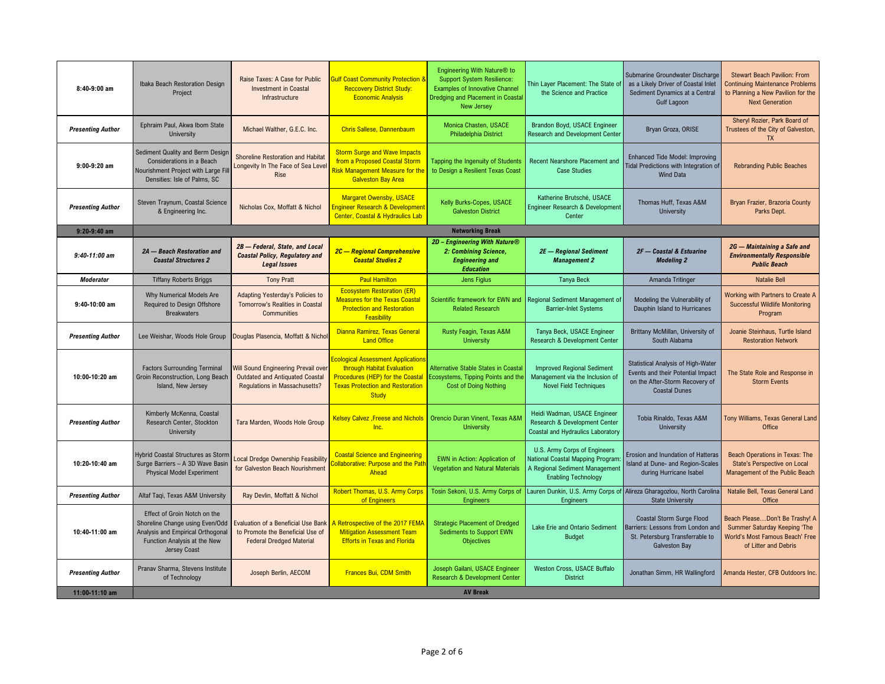| 8:40-9:00 am | Ibaka Beach Restoration Design Project | Raise Taxes: A Case for Public Investment in Coastal Infrastructure | Gulf Coast Community Protection & Reccovery District Study: Economic Analysis | Engineering With Nature® to Support System Resilience: Examples of Innovative Channel Dredging and Placement in Coastal New Jersey | Thin Layer Placement: The State of the Science and Practice | Submarine Groundwater Discharge as a Likely Driver of Coastal Inlet Sediment Dynamics at a Central Gulf Lagoon | Stewart Beach Pavilion: From Continuing Maintenance Problems to Planning a New Pavilion for the Next Generation |
|---|---|---|---|---|---|---|---|
| ***Presenting Author*** | Ephraim Paul, Akwa Ibom State University | Michael Walther, G.E.C. Inc. | Chris Sallese, Dannenbaum | Monica Chasten, USACE Philadelphia District | Brandon Boyd, USACE Engineer Research and Development Center | Bryan Groza, ORISE | Sheryl Rozier, Park Board of Trustees of the City of Galveston, TX |
| 9:00-9:20 am | Sediment Quality and Berm Design Considerations in a Beach Nourishment Project with Large Fill Densities: Isle of Palms, SC | Shoreline Restoration and Habitat Longevity In The Face of Sea Level Rise | Storm Surge and Wave Impacts from a Proposed Coastal Storm Risk Management Measure for the Galveston Bay Area | Tapping the Ingenuity of Students to Design a Resilient Texas Coast | Recent Nearshore Placement and Case Studies | Enhanced Tide Model: Improving Tidal Predictions with Integration of Wind Data | Rebranding Public Beaches |
| ***Presenting Author*** | Steven Traynum, Coastal Science & Engineering Inc. | Nicholas Cox, Moffatt & Nichol | Margaret Owensby, USACE Engineer Research & Development Center, Coastal & Hydraulics Lab | Kelly Burks-Copes, USACE Galveston District | Katherine Brutsché, USACE Engineer Research & Development Center | Thomas Huff, Texas A&M University | Bryan Frazier, Brazoria County Parks Dept. |
| **9:20-9:40 am** | **Networking Break** | | | | | | |
| ***9:40-11:00 am*** | ***2A — Beach Restoration and Coastal Structures 2*** | ***2B — Federal, State, and Local Coastal Policy, Regulatory and Legal Issues*** | ***2C — Regional Comprehensive Coastal Studies 2*** | ***2D – Engineering With Nature® 2: Combining Science, Engineering and Education*** | ***2E — Regional Sediment Management 2*** | ***2F — Coastal & Estuarine Modeling 2*** | ***2G — Maintaining a Safe and Environmentally Responsible Public Beach*** |
| ***Moderator*** | Tiffany Roberts Briggs | Tony Pratt | Paul Hamilton | Jens Figlus | Tanya Beck | Amanda Tritinger | Natalie Bell |
| 9:40-10:00 am | Why Numerical Models Are Required to Design Offshore Breakwaters | Adapting Yesterday's Policies to Tomorrow's Realities in Coastal Communities | Ecosystem Restoration (ER) Measures for the Texas Coastal Protection and Restoration Feasibility | Scientific framework for EWN and Related Research | Regional Sediment Management of Barrier-Inlet Systems | Modeling the Vulnerability of Dauphin Island to Hurricanes | Working with Partners to Create A Successful Wildlife Monitoring Program |
| ***Presenting Author*** | Lee Weishar, Woods Hole Group | Douglas Plasencia, Moffatt & Nichol | Dianna Ramirez, Texas General Land Office | Rusty Feagin, Texas A&M University | Tanya Beck, USACE Engineer Research & Development Center | Brittany McMillan, University of South Alabama | Joanie Steinhaus, Turtle Island Restoration Network |
| 10:00-10:20 am | Factors Surrounding Terminal Groin Reconstruction, Long Beach Island, New Jersey | Will Sound Engineering Prevail over Outdated and Antiquated Coastal Regulations in Massachusetts? | Ecological Assessment Applications through Habitat Evaluation Procedures (HEP) for the Coastal Texas Protection and Restoration Study | Alternative Stable States in Coastal Ecosystems, Tipping Points and the Cost of Doing Nothing | Improved Regional Sediment Management via the Inclusion of Novel Field Techniques | Statistical Analysis of High-Water Events and their Potential Impact on the After-Storm Recovery of Coastal Dunes | The State Role and Response in Storm Events |
| ***Presenting Author*** | Kimberly McKenna, Coastal Research Center, Stockton University | Tara Marden, Woods Hole Group | Kelsey Calvez ,Freese and Nichols Inc. | Orencio Duran Vinent, Texas A&M University | Heidi Wadman, USACE Engineer Research & Development Center Coastal and Hydraulics Laboratory | Tobia Rinaldo, Texas A&M University | Tony Williams, Texas General Land Office |
| 10:20-10:40 am | Hybrid Coastal Structures as Storm Surge Barriers – A 3D Wave Basin Physical Model Experiment | Local Dredge Ownership Feasibility for Galveston Beach Nourishment | Coastal Science and Engineering Collaborative: Purpose and the Path Ahead | EWN in Action: Application of Vegetation and Natural Materials | U.S. Army Corps of Engineers National Coastal Mapping Program: A Regional Sediment Management Enabling Technology | Erosion and Inundation of Hatteras Island at Dune- and Region-Scales during Hurricane Isabel | Beach Operations in Texas: The State's Perspective on Local Management of the Public Beach |
| ***Presenting Author*** | Altaf Taqi, Texas A&M University | Ray Devlin, Moffatt & Nichol | Robert Thomas, U.S. Army Corps of Engineers | Tosin Sekoni, U.S. Army Corps of Engineers | Lauren Dunkin, U.S. Army Corps of Engineers | Alireza Gharagozlou, North Carolina State University | Natalie Bell, Texas General Land Office |
| 10:40-11:00 am | Effect of Groin Notch on the Shoreline Change using Even/Odd Analysis and Empirical Orthogonal Function Analysis at the New Jersey Coast | Evaluation of a Beneficial Use Bank to Promote the Beneficial Use of Federal Dredged Material | A Retrospective of the 2017 FEMA Mitigation Assessment Team Efforts in Texas and Florida | Strategic Placement of Dredged Sediments to Support EWN Objectives | Lake Erie and Ontario Sediment Budget | Coastal Storm Surge Flood Barriers: Lessons from London and St. Petersburg Transferrable to Galveston Bay | Beach Please…Don't Be Trashy! A Summer Saturday Keeping 'The World's Most Famous Beach' Free of Litter and Debris |
| ***Presenting Author*** | Pranav Sharma, Stevens Institute of Technology | Joseph Berlin, AECOM | Frances Bui, CDM Smith | Joseph Gailani, USACE Engineer Research & Development Center | Weston Cross, USACE Buffalo District | Jonathan Simm, HR Wallingford | Amanda Hester, CFB Outdoors Inc. |
| **11:00-11:10 am** | **AV Break** | | | | | | |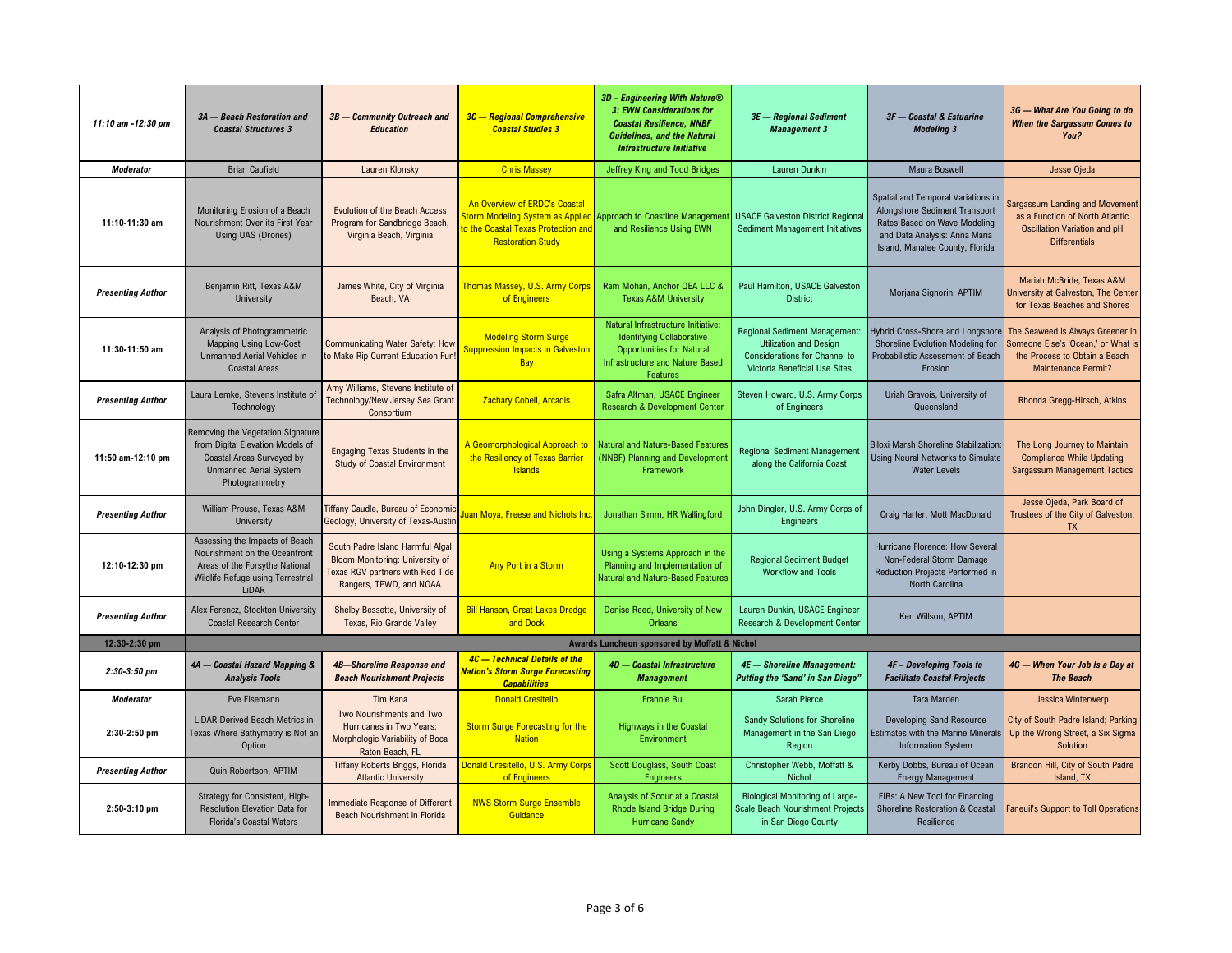| 11:10 am -12:30 pm | 3A — Beach Restoration and Coastal Structures 3 | 3B — Community Outreach and Education | 3C — Regional Comprehensive Coastal Studies 3 | 3D – Engineering With Nature® 3: EWN Considerations for Coastal Resilience, NNBF Guidelines, and the Natural Infrastructure Initiative | 3E — Regional Sediment Management 3 | 3F — Coastal & Estuarine Modeling 3 | 3G — What Are You Going to do When the Sargassum Comes to You? |
|---|---|---|---|---|---|---|---|
| **Moderator** | Brian Caufield | Lauren Klonsky | Chris Massey | Jeffrey King and Todd Bridges | Lauren Dunkin | Maura Boswell | Jesse Ojeda |
| **11:10-11:30 am** | Monitoring Erosion of a Beach Nourishment Over its First Year Using UAS (Drones) | Evolution of the Beach Access Program for Sandbridge Beach, Virginia Beach, Virginia | An Overview of ERDC's Coastal Storm Modeling System as Applied to the Coastal Texas Protection and Restoration Study | Approach to Coastline Management and Resilience Using EWN | USACE Galveston District Regional Sediment Management Initiatives | Spatial and Temporal Variations in Alongshore Sediment Transport Rates Based on Wave Modeling and Data Analysis: Anna Maria Island, Manatee County, Florida | Sargassum Landing and Movement as a Function of North Atlantic Oscillation Variation and pH Differentials |
| ***Presenting Author*** | Benjamin Ritt, Texas A&M University | James White, City of Virginia Beach, VA | Thomas Massey, U.S. Army Corps of Engineers | Ram Mohan, Anchor QEA LLC & Texas A&M University | Paul Hamilton, USACE Galveston District | Morjana Signorin, APTIM | Mariah McBride, Texas A&M University at Galveston, The Center for Texas Beaches and Shores |
| **11:30-11:50 am** | Analysis of Photogrammetric Mapping Using Low-Cost Unmanned Aerial Vehicles in Coastal Areas | Communicating Water Safety: How to Make Rip Current Education Fun! | Modeling Storm Surge Suppression Impacts in Galveston Bay | Natural Infrastructure Initiative: Identifying Collaborative Opportunities for Natural Infrastructure and Nature Based Features | Regional Sediment Management: Utilization and Design Considerations for Channel to Victoria Beneficial Use Sites | Hybrid Cross-Shore and Longshore Shoreline Evolution Modeling for Probabilistic Assessment of Beach Erosion | The Seaweed is Always Greener in Someone Else's 'Ocean,' or What is the Process to Obtain a Beach Maintenance Permit? |
| ***Presenting Author*** | Laura Lemke, Stevens Institute of Technology | Amy Williams, Stevens Institute of Technology/New Jersey Sea Grant Consortium | Zachary Cobell, Arcadis | Safra Altman, USACE Engineer Research & Development Center | Steven Howard, U.S. Army Corps of Engineers | Uriah Gravois, University of Queensland | Rhonda Gregg-Hirsch, Atkins |
| **11:50 am-12:10 pm** | Removing the Vegetation Signature from Digital Elevation Models of Coastal Areas Surveyed by Unmanned Aerial System Photogrammetry | Engaging Texas Students in the Study of Coastal Environment | A Geomorphological Approach to the Resiliency of Texas Barrier Islands | Natural and Nature-Based Features (NNBF) Planning and Development Framework | Regional Sediment Management along the California Coast | Biloxi Marsh Shoreline Stabilization: Using Neural Networks to Simulate Water Levels | The Long Journey to Maintain Compliance While Updating Sargassum Management Tactics |
| ***Presenting Author*** | William Prouse, Texas A&M University | Tiffany Caudle, Bureau of Economic Geology, University of Texas-Austin | Juan Moya, Freese and Nichols Inc. | Jonathan Simm, HR Wallingford | John Dingler, U.S. Army Corps of Engineers | Craig Harter, Mott MacDonald | Jesse Ojeda, Park Board of Trustees of the City of Galveston, TX |
| **12:10-12:30 pm** | Assessing the Impacts of Beach Nourishment on the Oceanfront Areas of the Forsythe National Wildlife Refuge using Terrestrial LiDAR | South Padre Island Harmful Algal Bloom Monitoring: University of Texas RGV partners with Red Tide Rangers, TPWD, and NOAA | Any Port in a Storm | Using a Systems Approach in the Planning and Implementation of Natural and Nature-Based Features | Regional Sediment Budget Workflow and Tools | Hurricane Florence: How Several Non-Federal Storm Damage Reduction Projects Performed in North Carolina | |
| ***Presenting Author*** | Alex Ferencz, Stockton University Coastal Research Center | Shelby Bessette, University of Texas, Rio Grande Valley | Bill Hanson, Great Lakes Dredge and Dock | Denise Reed, University of New Orleans | Lauren Dunkin, USACE Engineer Research & Development Center | Ken Willson, APTIM | |
| **12:30-2:30 pm** | **Awards Luncheon sponsored by Moffatt & Nichol** | | | | | | |
| ***2:30-3:50 pm*** | ***4A — Coastal Hazard Mapping & Analysis Tools*** | ***4B—Shoreline Response and Beach Nourishment Projects*** | ***4C — Technical Details of the Nation's Storm Surge Forecasting Capabilities*** | ***4D — Coastal Infrastructure Management*** | ***4E — Shoreline Management: Putting the 'Sand' in San Diego"*** | ***4F – Developing Tools to Facilitate Coastal Projects*** | ***4G — When Your Job Is a Day at The Beach*** |
| **Moderator** | Eve Eisemann | Tim Kana | Donald Cresitello | Frannie Bui | Sarah Pierce | Tara Marden | Jessica Winterwerp |
| **2:30-2:50 pm** | LiDAR Derived Beach Metrics in Texas Where Bathymetry is Not an Option | Two Nourishments and Two Hurricanes in Two Years: Morphologic Variability of Boca Raton Beach, FL | Storm Surge Forecasting for the Nation | Highways in the Coastal Environment | Sandy Solutions for Shoreline Management in the San Diego Region | Developing Sand Resource Estimates with the Marine Minerals Information System | City of South Padre Island; Parking Up the Wrong Street, a Six Sigma Solution |
| ***Presenting Author*** | Quin Robertson, APTIM | Tiffany Roberts Briggs, Florida Atlantic University | Donald Cresitello, U.S. Army Corps of Engineers | Scott Douglass, South Coast Engineers | Christopher Webb, Moffatt & Nichol | Kerby Dobbs, Bureau of Ocean Energy Management | Brandon Hill, City of South Padre Island, TX |
| **2:50-3:10 pm** | Strategy for Consistent, High-Resolution Elevation Data for Florida's Coastal Waters | Immediate Response of Different Beach Nourishment in Florida | NWS Storm Surge Ensemble Guidance | Analysis of Scour at a Coastal Rhode Island Bridge During Hurricane Sandy | Biological Monitoring of Large-Scale Beach Nourishment Projects in San Diego County | EIBs: A New Tool for Financing Shoreline Restoration & Coastal Resilience | Faneuil's Support to Toll Operations |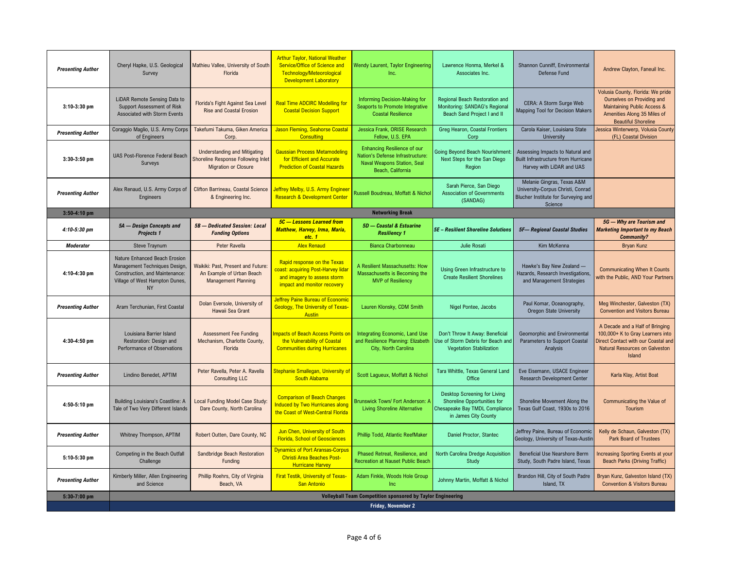| | | | | | | | |
|---|---|---|---|---|---|---|---|
| ***Presenting Author*** | Cheryl Hapke, U.S. Geological Survey | Mathieu Vallee, University of South Florida | Arthur Taylor, National Weather Service/Office of Science and Technology/Meteorological Development Laboratory | Wendy Laurent, Taylor Engineering Inc. | Lawrence Honma, Merkel & Associates Inc. | Shannon Cunniff, Environmental Defense Fund | Andrew Clayton, Faneuil Inc. |
| **3:10-3:30 pm** | LiDAR Remote Sensing Data to Support Assessment of Risk Associated with Storm Events | Florida's Fight Against Sea Level Rise and Coastal Erosion | Real Time ADCIRC Modelling for Coastal Decision Support | Informing Decision-Making for Seaports to Promote Integrative Coastal Resilience | Regional Beach Restoration and Monitoring: SANDAG's Regional Beach Sand Project I and II | CERA: A Storm Surge Web Mapping Tool for Decision Makers | Volusia County, Florida: We pride Ourselves on Providing and Maintaining Public Access & Amenities Along 35 Miles of Beautiful Shoreline |
| ***Presenting Author*** | Coraggio Maglio, U.S. Army Corps of Engineers | Takefumi Takuma, Giken America Corp. | Jason Fleming, Seahorse Coastal Consulting | Jessica Frank, ORISE Research Fellow, U.S. EPA | Greg Hearon, Coastal Frontiers Corp | Carola Kaiser, Louisiana State University | Jessica Winterwerp, Volusia County (FL) Coastal Division |
| **3:30-3:50 pm** | UAS Post-Florence Federal Beach Surveys | Understanding and Mitigating Shoreline Response Following Inlet Migration or Closure | Gaussian Process Metamodeling for Efficient and Accurate Prediction of Coastal Hazards | Enhancing Resilience of our Nation's Defense Infrastructure: Naval Weapons Station, Seal Beach, California | Going Beyond Beach Nourishment: Next Steps for the San Diego Region | Assessing Impacts to Natural and Built Infrastructure from Hurricane Harvey with LiDAR and UAS | |
| ***Presenting Author*** | Alex Renaud, U.S. Army Corps of Engineers | Clifton Barrineau, Coastal Science & Engineering Inc. | Jeffrey Melby, U.S. Army Engineer Research & Development Center | Russell Boudreau, Moffatt & Nichol | Sarah Pierce, San Diego Association of Governments (SANDAG) | Melanie Gingras, Texas A&M University-Corpus Christi, Conrad Blucher Institute for Surveying and Science | |
| **3:50-4:10 pm** | **Networking Break** | | | | | | |
| ***4:10-5:30 pm*** | ***5A — Design Concepts and Projects 1*** | ***5B — Dedicated Session: Local Funding Options*** | ***5C — Lessons Learned from Matthew, Harvey, Irma, Maria, etc. 1*** | ***5D — Coastal & Estuarine Resiliency 1*** | ***5E – Resilient Shoreline Solutions*** | ***5F— Regional Coastal Studies*** | ***5G — Why are Tourism and Marketing Important to my Beach Community?*** |
| ***Moderator*** | Steve Traynum | Peter Ravella | Alex Renaud | Bianca Charbonneau | Julie Rosati | Kim McKenna | Bryan Kunz |
| **4:10-4:30 pm** | Nature Enhanced Beach Erosion Management Techniques Design, Construction, and Maintenance: Village of West Hampton Dunes, NY | Waikiki: Past, Present and Future: An Example of Urban Beach Management Planning | Rapid response on the Texas coast: acquiring Post-Harvey lidar and imagery to assess storm impact and monitor recovery | A Resilient Massachusetts: How Massachusetts is Becoming the MVP of Resiliency | Using Green Infrastructure to Create Resilient Shorelines | Hawke's Bay New Zealand — Hazards, Research Investigations, and Management Strategies | Communicating When It Counts with the Public, AND Your Partners |
| ***Presenting Author*** | Aram Terchunian, First Coastal | Dolan Eversole, University of Hawaii Sea Grant | Jeffrey Paine Bureau of Economic Geology, The University of Texas-Austin | Lauren Klonsky, CDM Smith | Nigel Pontee, Jacobs | Paul Komar, Oceanography, Oregon State University | Meg Winchester, Galveston (TX) Convention and Visitors Bureau |
| **4:30-4:50 pm** | Louisiana Barrier Island Restoration: Design and Performance of Observations | Assessment Fee Funding Mechanism, Charlotte County, Florida | Impacts of Beach Access Points on the Vulnerability of Coastal Communities during Hurricanes | Integrating Economic, Land Use and Resilience Planning: Elizabeth City, North Carolina | Don't Throw It Away: Beneficial Use of Storm Debris for Beach and Vegetation Stabilization | Geomorphic and Environmental Parameters to Support Coastal Analysis | A Decade and a Half of Bringing 100,000+ K to Gray Learners into Direct Contact with our Coastal and Natural Resources on Galveston Island |
| ***Presenting Author*** | Lindino Benedet, APTIM | Peter Ravella, Peter A. Ravella Consulting LLC | Stephanie Smallegan, University of South Alabama | Scott Lagueux, Moffatt & Nichol | Tara Whittle, Texas General Land Office | Eve Eisemann, USACE Engineer Research Development Center | Karla Klay, Artist Boat |
| **4:50-5:10 pm** | Building Louisiana's Coastline: A Tale of Two Very Different Islands | Local Funding Model Case Study: Dare County, North Carolina | Comparison of Beach Changes Induced by Two Hurricanes along the Coast of West-Central Florida | Brunswick Town/ Fort Anderson: A Living Shoreline Alternative | Desktop Screening for Living Shoreline Opportunities for Chesapeake Bay TMDL Compliance in James City County | Shoreline Movement Along the Texas Gulf Coast, 1930s to 2016 | Communicating the Value of Tourism |
| ***Presenting Author*** | Whitney Thompson, APTIM | Robert Outten, Dare County, NC | Jun Chen, University of South Florida, School of Geosciences | Phillip Todd, Atlantic ReefMaker | Daniel Proctor, Stantec | Jeffrey Paine, Bureau of Economic Geology, University of Texas-Austin | Kelly de Schaun, Galveston (TX) Park Board of Trustees |
| **5:10-5:30 pm** | Competing in the Beach Outfall Challenge | Sandbridge Beach Restoration Funding | Dynamics of Port Aransas-Corpus Christi Area Beaches Post-Hurricane Harvey | Phased Retreat, Resilience, and Recreation at Nauset Public Beach | North Carolina Dredge Acquisition Study | Beneficial Use Nearshore Berm Study, South Padre Island, Texas | Increasing Sporting Events at your Beach Parks (Driving Traffic) |
| ***Presenting Author*** | Kimberly Miller, Allen Engineering and Science | Phillip Roehrs, City of Virginia Beach, VA | Firat Testik, University of Texas-San Antonio | Adam Finkle, Woods Hole Group Inc | Johnny Martin, Moffatt & Nichol | Brandon Hill, City of South Padre Island, TX | Bryan Kunz, Galveston Island (TX) Convention & Visitors Bureau |
| **5:30-7:00 pm** | **Volleyball Team Competition sponsored by Taylor Engineering** | | | | | | |
| | **Friday, November 2** | | | | | | |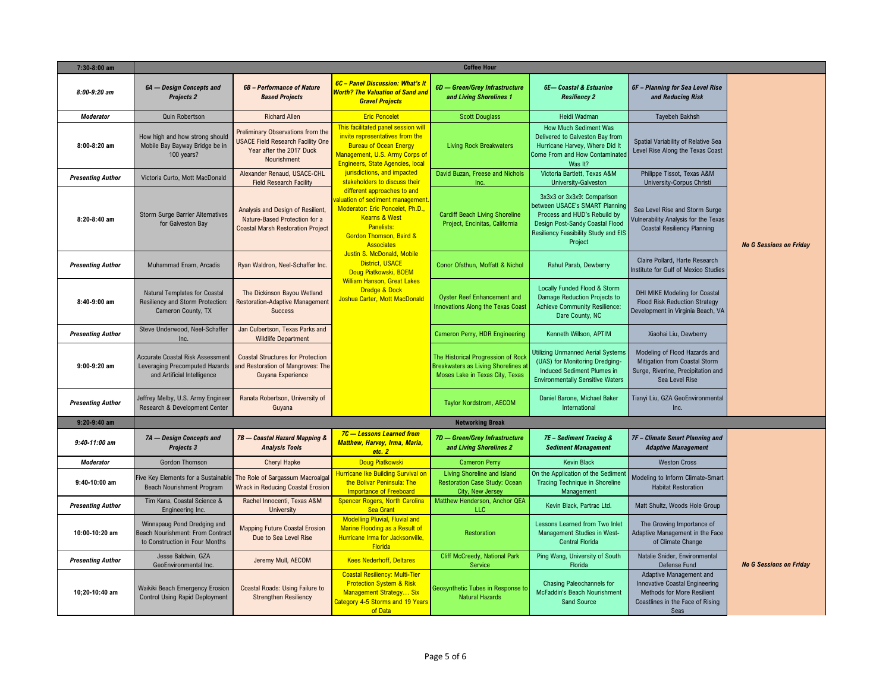| 7:30-8:00 am | Coffee Hour | | | | | | |
|---|---|---|---|---|---|---|---|
| ***8:00-9:20 am*** | ***6A — Design Concepts and Projects 2*** | ***6B – Performance of Nature Based Projects*** | ***6C – Panel Discussion: What's It Worth? The Valuation of Sand and Gravel Projects*** | ***6D — Green/Grey Infrastructure and Living Shorelines 1*** | ***6E— Coastal & Estuarine Resiliency 2*** | ***6F – Planning for Sea Level Rise and Reducing Risk*** | ***No G Sessions on Friday*** |
| ***Moderator*** | Quin Robertson | Richard Allen | Eric Poncelet | Scott Douglass | Heidi Wadman | Tayebeh Bakhsh | |
| 8:00-8:20 am | How high and how strong should Mobile Bay Bayway Bridge be in 100 years? | Preliminary Observations from the USACE Field Research Facility One Year after the 2017 Duck Nourishment | This facilitated panel session will invite representatives from the Bureau of Ocean Energy Management, U.S. Army Corps of Engineers, State Agencies, local jurisdictions, and impacted stakeholders to discuss their different approaches to and valuation of sediment management. Moderator: Eric Poncelet, Ph.D., Kearns & West Panelists: Gordon Thomson, Baird & Associates Justin S. McDonald, Mobile District, USACE Doug Piatkowski, BOEM William Hanson, Great Lakes Dredge & Dock Joshua Carter, Mott MacDonald | Living Rock Breakwaters | How Much Sediment Was Delivered to Galveston Bay from Hurricane Harvey, Where Did It Come From and How Contaminated Was It? | Spatial Variability of Relative Sea Level Rise Along the Texas Coast | |
| ***Presenting Author*** | Victoria Curto, Mott MacDonald | Alexander Renaud, USACE-CHL Field Research Facility | | David Buzan, Freese and Nichols Inc. | Victoria Bartlett, Texas A&M University-Galveston | Philippe Tissot, Texas A&M University-Corpus Christi | |
| 8:20-8:40 am | Storm Surge Barrier Alternatives for Galveston Bay | Analysis and Design of Resilient, Nature-Based Protection for a Coastal Marsh Restoration Project | | Cardiff Beach Living Shoreline Project, Encinitas, California | 3x3x3 or 3x3x9: Comparison between USACE's SMART Planning Process and HUD's Rebuild by Design Post-Sandy Coastal Flood Resiliency Feasibility Study and EIS Project | Sea Level Rise and Storm Surge Vulnerability Analysis for the Texas Coastal Resiliency Planning | |
| ***Presenting Author*** | Muhammad Enam, Arcadis | Ryan Waldron, Neel-Schaffer Inc. | | Conor Ofsthun, Moffatt & Nichol | Rahul Parab, Dewberry | Claire Pollard, Harte Research Institute for Gulf of Mexico Studies | |
| 8:40-9:00 am | Natural Templates for Coastal Resiliency and Storm Protection: Cameron County, TX | The Dickinson Bayou Wetland Restoration-Adaptive Management Success | | Oyster Reef Enhancement and Innovations Along the Texas Coast | Locally Funded Flood & Storm Damage Reduction Projects to Achieve Community Resilience: Dare County, NC | DHI MIKE Modeling for Coastal Flood Risk Reduction Strategy Development in Virginia Beach, VA | |
| ***Presenting Author*** | Steve Underwood, Neel-Schaffer Inc. | Jan Culbertson, Texas Parks and Wildlife Department | | Cameron Perry, HDR Engineering | Kenneth Willson, APTIM | Xiaohai Liu, Dewberry | |
| 9:00-9:20 am | Accurate Coastal Risk Assessment Leveraging Precomputed Hazards and Artificial Intelligence | Coastal Structures for Protection and Restoration of Mangroves: The Guyana Experience | | The Historical Progression of Rock Breakwaters as Living Shorelines at Moses Lake in Texas City, Texas | Utilizing Unmanned Aerial Systems (UAS) for Monitoring Dredging-Induced Sediment Plumes in Environmentally Sensitive Waters | Modeling of Flood Hazards and Mitigation from Coastal Storm Surge, Riverine, Precipitation and Sea Level Rise | |
| ***Presenting Author*** | Jeffrey Melby, U.S. Army Engineer Research & Development Center | Ranata Robertson, University of Guyana | | Taylor Nordstrom, AECOM | Daniel Barone, Michael Baker International | Tianyi Liu, GZA GeoEnvironmental Inc. | |
| 9:20-9:40 am | Networking Break | | | | | | |
| ***9:40-11:00 am*** | ***7A — Design Concepts and Projects 3*** | ***7B — Coastal Hazard Mapping & Analysis Tools*** | ***7C — Lessons Learned from Matthew, Harvey, Irma, Maria, etc. 2*** | ***7D — Green/Grey Infrastructure and Living Shorelines 2*** | ***7E – Sediment Tracing & Sediment Management*** | ***7F – Climate Smart Planning and Adaptive Management*** | ***No G Sessions on Friday*** |
| ***Moderator*** | Gordon Thomson | Cheryl Hapke | Doug Piatkowski | Cameron Perry | Kevin Black | Weston Cross | |
| 9:40-10:00 am | Five Key Elements for a Sustainable Beach Nourishment Program | The Role of Sargassum Macroalgal Wrack in Reducing Coastal Erosion | Hurricane Ike Building Survival on the Bolivar Peninsula: The Importance of Freeboard | Living Shoreline and Island Restoration Case Study: Ocean City, New Jersey | On the Application of the Sediment Tracing Technique in Shoreline Management | Modeling to Inform Climate-Smart Habitat Restoration | |
| ***Presenting Author*** | Tim Kana, Coastal Science & Engineering Inc. | Rachel Innocenti, Texas A&M University | Spencer Rogers, North Carolina Sea Grant | Matthew Henderson, Anchor QEA LLC | Kevin Black, Partrac Ltd. | Matt Shultz, Woods Hole Group | |
| 10:00-10:20 am | Winnapaug Pond Dredging and Beach Nourishment: From Contract to Construction in Four Months | Mapping Future Coastal Erosion Due to Sea Level Rise | Modelling Pluvial, Fluvial and Marine Flooding as a Result of Hurricane Irma for Jacksonville, Florida | Restoration | Lessons Learned from Two Inlet Management Studies in West-Central Florida | The Growing Importance of Adaptive Management in the Face of Climate Change | |
| ***Presenting Author*** | Jesse Baldwin, GZA GeoEnvironmental Inc. | Jeremy Mull, AECOM | Kees Nederhoff, Deltares | Cliff McCreedy, National Park Service | Ping Wang, University of South Florida | Natalie Snider, Environmental Defense Fund | |
| 10;20-10:40 am | Waikiki Beach Emergency Erosion Control Using Rapid Deployment | Coastal Roads: Using Failure to Strengthen Resiliency | Coastal Resiliency: Multi-Tier Protection System & Risk Management Strategy… Six Category 4-5 Storms and 19 Years of Data | Geosynthetic Tubes in Response to Natural Hazards | Chasing Paleochannels for McFaddin's Beach Nourishment Sand Source | Adaptive Management and Innovative Coastal Engineering Methods for More Resilient Coastlines in the Face of Rising Seas | |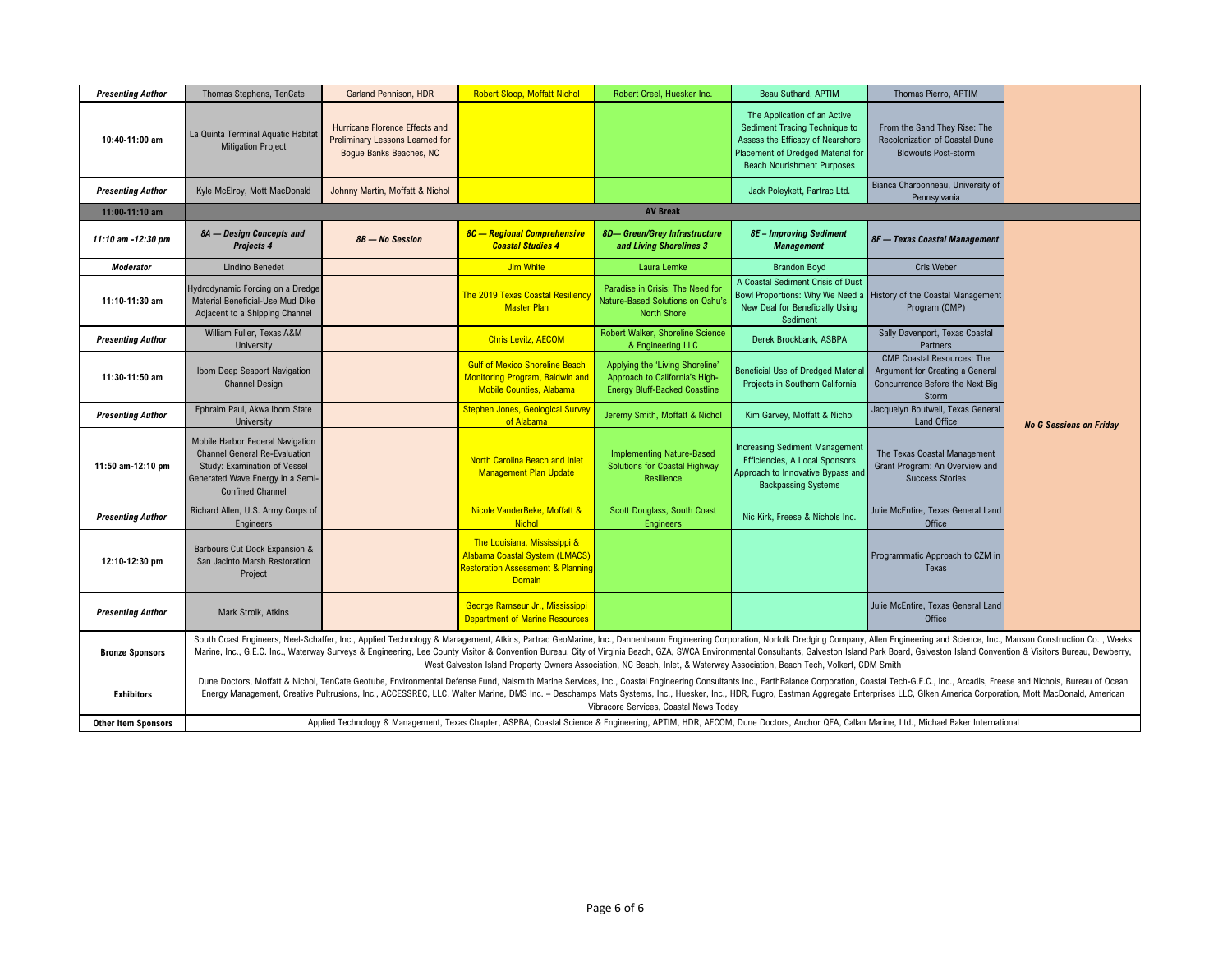| | | | | | | | |
|---|---|---|---|---|---|---|---|
| ***Presenting Author*** | Thomas Stephens, TenCate | Garland Pennison, HDR | Robert Sloop, Moffatt Nichol | Robert Creel, Huesker Inc. | Beau Suthard, APTIM | Thomas Pierro, APTIM | |
| **10:40-11:00 am** | La Quinta Terminal Aquatic Habitat Mitigation Project | Hurricane Florence Effects and Preliminary Lessons Learned for Bogue Banks Beaches, NC | | | The Application of an Active Sediment Tracing Technique to Assess the Efficacy of Nearshore Placement of Dredged Material for Beach Nourishment Purposes | From the Sand They Rise: The Recolonization of Coastal Dune Blowouts Post-storm | |
| ***Presenting Author*** | Kyle McElroy, Mott MacDonald | Johnny Martin, Moffatt & Nichol | | | Jack Poleykett, Partrac Ltd. | Bianca Charbonneau, University of Pennsylvania | |
| **11:00-11:10 am** | **AV Break** | | | | | | |
| ***11:10 am -12:30 pm*** | ***8A — Design Concepts and Projects 4*** | ***8B — No Session*** | ***8C — Regional Comprehensive Coastal Studies 4*** | ***8D— Green/Grey Infrastructure and Living Shorelines 3*** | ***8E – Improving Sediment Management*** | ***8F — Texas Coastal Management*** | ***No G Sessions on Friday*** |
| ***Moderator*** | Lindino Benedet | | Jim White | Laura Lemke | Brandon Boyd | Cris Weber | |
| **11:10-11:30 am** | Hydrodynamic Forcing on a Dredge Material Beneficial-Use Mud Dike Adjacent to a Shipping Channel | | The 2019 Texas Coastal Resiliency Master Plan | Paradise in Crisis: The Need for Nature-Based Solutions on Oahu's North Shore | A Coastal Sediment Crisis of Dust Bowl Proportions: Why We Need a New Deal for Beneficially Using Sediment | History of the Coastal Management Program (CMP) | |
| ***Presenting Author*** | William Fuller, Texas A&M University | | Chris Levitz, AECOM | Robert Walker, Shoreline Science & Engineering LLC | Derek Brockbank, ASBPA | Sally Davenport, Texas Coastal Partners | |
| **11:30-11:50 am** | Ibom Deep Seaport Navigation Channel Design | | Gulf of Mexico Shoreline Beach Monitoring Program, Baldwin and Mobile Counties, Alabama | Applying the 'Living Shoreline' Approach to California's High-Energy Bluff-Backed Coastline | Beneficial Use of Dredged Material Projects in Southern California | CMP Coastal Resources: The Argument for Creating a General Concurrence Before the Next Big Storm | |
| ***Presenting Author*** | Ephraim Paul, Akwa Ibom State University | | Stephen Jones, Geological Survey of Alabama | Jeremy Smith, Moffatt & Nichol | Kim Garvey, Moffatt & Nichol | Jacquelyn Boutwell, Texas General Land Office | |
| **11:50 am-12:10 pm** | Mobile Harbor Federal Navigation Channel General Re-Evaluation Study: Examination of Vessel Generated Wave Energy in a Semi-Confined Channel | | North Carolina Beach and Inlet Management Plan Update | Implementing Nature-Based Solutions for Coastal Highway Resilience | Increasing Sediment Management Efficiencies, A Local Sponsors Approach to Innovative Bypass and Backpassing Systems | The Texas Coastal Management Grant Program: An Overview and Success Stories | |
| ***Presenting Author*** | Richard Allen, U.S. Army Corps of Engineers | | Nicole VanderBeke, Moffatt & Nichol | Scott Douglass, South Coast Engineers | Nic Kirk, Freese & Nichols Inc. | Julie McEntire, Texas General Land Office | |
| **12:10-12:30 pm** | Barbours Cut Dock Expansion & San Jacinto Marsh Restoration Project | | The Louisiana, Mississippi & Alabama Coastal System (LMACS) Restoration Assessment & Planning Domain | | | Programmatic Approach to CZM in Texas | |
| ***Presenting Author*** | Mark Stroik, Atkins | | George Ramseur Jr., Mississippi Department of Marine Resources | | | Julie McEntire, Texas General Land Office | |
| **Bronze Sponsors** | South Coast Engineers, Neel-Schaffer, Inc., Applied Technology & Management, Atkins, Partrac GeoMarine, Inc., Dannenbaum Engineering Corporation, Norfolk Dredging Company, Allen Engineering and Science, Inc., Manson Construction Co. , Weeks Marine, Inc., G.E.C. Inc., Waterway Surveys & Engineering, Lee County Visitor & Convention Bureau, City of Virginia Beach, GZA, SWCA Environmental Consultants, Galveston Island Park Board, Galveston Island Convention & Visitors Bureau, Dewberry, West Galveston Island Property Owners Association, NC Beach, Inlet, & Waterway Association, Beach Tech, Volkert, CDM Smith | | | | | | |
| **Exhibitors** | Dune Doctors, Moffatt & Nichol, TenCate Geotube, Environmental Defense Fund, Naismith Marine Services, Inc., Coastal Engineering Consultants Inc., EarthBalance Corporation, Coastal Tech-G.E.C., Inc., Arcadis, Freese and Nichols, Bureau of Ocean Energy Management, Creative Pultrusions, Inc., ACCESSREC, LLC, Walter Marine, DMS Inc. – Deschamps Mats Systems, Inc., Huesker, Inc., HDR, Fugro, Eastman Aggregate Enterprises LLC, Glken America Corporation, Mott MacDonald, American Vibracore Services, Coastal News Today | | | | | | |
| **Other Item Sponsors** | Applied Technology & Management, Texas Chapter, ASPBA, Coastal Science & Engineering, APTIM, HDR, AECOM, Dune Doctors, Anchor QEA, Callan Marine, Ltd., Michael Baker International | | | | | | |